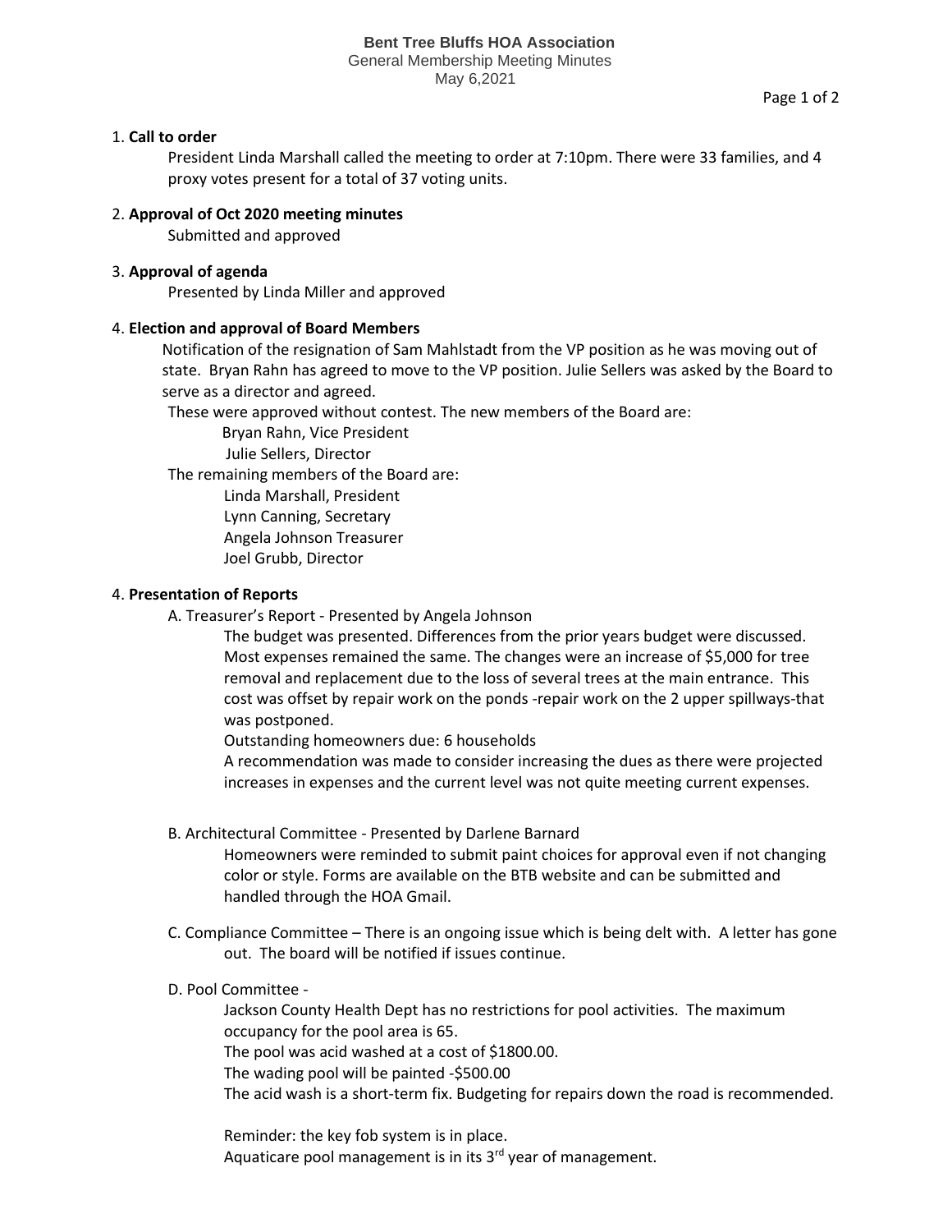**Bent Tree Bluffs HOA Association**
General Membership Meeting Minutes
May 6,2021

1. **Call to order**

   President Linda Marshall called the meeting to order at 7:10pm. There were 33 families, and 4 proxy votes present for a total of 37 voting units.

2. **Approval of Oct 2020 meeting minutes**

   Submitted and approved

3. **Approval of agenda**

   Presented by Linda Miller and approved

4. **Election and approval of Board Members**

   Notification of the resignation of Sam Mahlstadt from the VP position as he was moving out of state. Bryan Rahn has agreed to move to the VP position. Julie Sellers was asked by the Board to serve as a director and agreed.

   These were approved without contest. The new members of the Board are:

   - Bryan Rahn, Vice President
   - Julie Sellers, Director

   The remaining members of the Board are:

   - Linda Marshall, President
   - Lynn Canning, Secretary
   - Angela Johnson Treasurer
   - Joel Grubb, Director

4. **Presentation of Reports**

   A. Treasurer's Report - Presented by Angela Johnson

   The budget was presented. Differences from the prior years budget were discussed. Most expenses remained the same. The changes were an increase of $5,000 for tree removal and replacement due to the loss of several trees at the main entrance. This cost was offset by repair work on the ponds -repair work on the 2 upper spillways-that was postponed.

   Outstanding homeowners due: 6 households

   A recommendation was made to consider increasing the dues as there were projected increases in expenses and the current level was not quite meeting current expenses.

   B. Architectural Committee - Presented by Darlene Barnard

   Homeowners were reminded to submit paint choices for approval even if not changing color or style. Forms are available on the BTB website and can be submitted and handled through the HOA Gmail.

   C. Compliance Committee – There is an ongoing issue which is being delt with. A letter has gone out. The board will be notified if issues continue.

   D. Pool Committee -

   Jackson County Health Dept has no restrictions for pool activities. The maximum occupancy for the pool area is 65.

   The pool was acid washed at a cost of $1800.00.

   The wading pool will be painted -$500.00

   The acid wash is a short-term fix. Budgeting for repairs down the road is recommended.

   Reminder: the key fob system is in place.

   Aquaticare pool management is in its 3rd year of management.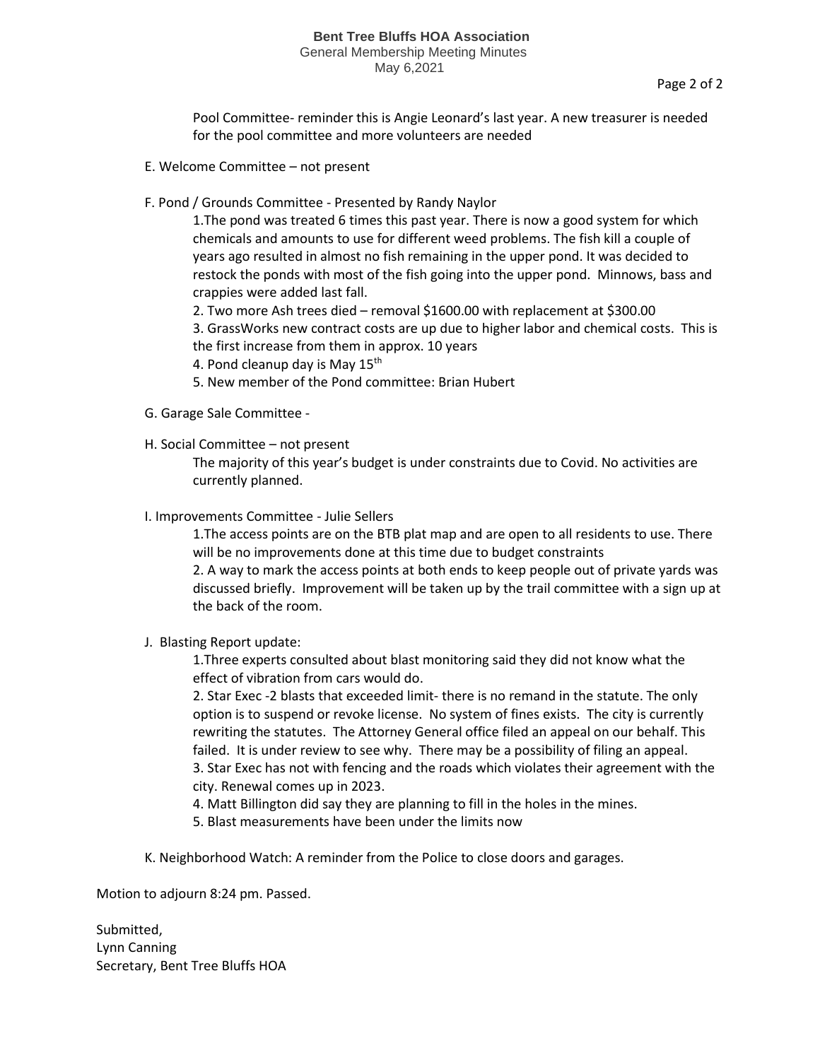Pool Committee- reminder this is Angie Leonard's last year. A new treasurer is needed for the pool committee and more volunteers are needed

E. Welcome Committee – not present

F. Pond / Grounds Committee - Presented by Randy Naylor

1.The pond was treated 6 times this past year. There is now a good system for which chemicals and amounts to use for different weed problems. The fish kill a couple of years ago resulted in almost no fish remaining in the upper pond. It was decided to restock the ponds with most of the fish going into the upper pond. Minnows, bass and crappies were added last fall.

2. Two more Ash trees died – removal $1600.00 with replacement at $300.00

3. GrassWorks new contract costs are up due to higher labor and chemical costs. This is the first increase from them in approx. 10 years

4. Pond cleanup day is May 15th

5. New member of the Pond committee: Brian Hubert

G. Garage Sale Committee -

H. Social Committee – not present

The majority of this year's budget is under constraints due to Covid. No activities are currently planned.

I. Improvements Committee - Julie Sellers

1.The access points are on the BTB plat map and are open to all residents to use. There will be no improvements done at this time due to budget constraints

2. A way to mark the access points at both ends to keep people out of private yards was discussed briefly. Improvement will be taken up by the trail committee with a sign up at the back of the room.

J. Blasting Report update:

1.Three experts consulted about blast monitoring said they did not know what the effect of vibration from cars would do.

2. Star Exec -2 blasts that exceeded limit- there is no remand in the statute. The only option is to suspend or revoke license. No system of fines exists. The city is currently rewriting the statutes. The Attorney General office filed an appeal on our behalf. This failed. It is under review to see why. There may be a possibility of filing an appeal.

3. Star Exec has not with fencing and the roads which violates their agreement with the city. Renewal comes up in 2023.

4. Matt Billington did say they are planning to fill in the holes in the mines.

5. Blast measurements have been under the limits now

K. Neighborhood Watch: A reminder from the Police to close doors and garages.

Motion to adjourn 8:24 pm. Passed.

Submitted,
Lynn Canning
Secretary, Bent Tree Bluffs HOA